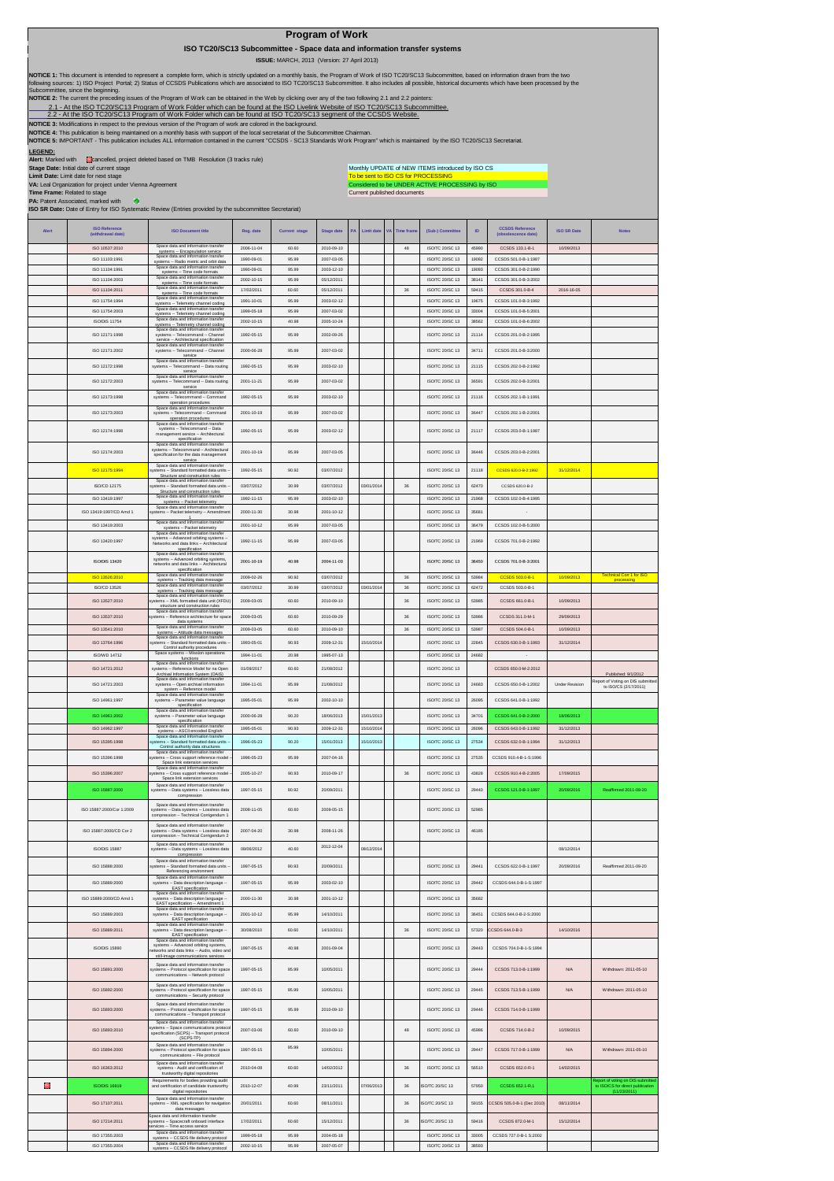# Program of Work

## ISO TC20/SC13 Subcommittee - Space data and information transfer systems

**ISSUE:** MARCH, 2013 (Version: 27 April 2013)

**NOTICE 1:** This document is intended to represent a complete form, which is strictly updated on a monthly basis, the Program of Work of ISO TC20/SC13 Subcommittee, based on information drawn from the two following sources: 1) ISO Project Portal; 2) Status of CCSDS Publications which are associated to ISO TC20/SC13 Subcommittee. It also includes all possible, historical documents which have been processed by the Subcommittee, since the beginning.

**NOTICE 2:** The current the preceding issues of the Program of Work can be obtained in the Web by clicking over any of the two following 2.1 and 2.2 pointers:

2.1 - At the ISO TC20/SC13 Program of Work Folder which can be found at the ISO Livelink Website of ISO TC20/SC13 Subcommittee.

2.2 - At the ISO TC20/SC13 Program of Work Folder which can be found at ISO TC20/SC13 segment of the CCSDS Website.

**NOTICE 3:** Modifications in respect to the previous version of the Program of work are colored in the background.

**NOTICE 4:** This publication is being maintained on a monthly basis with support of the local secretariat of the Subcommittee Chairman.

**NOTICE 5:** IMPORTANT - This publication includes ALL information contained in the current "CCSDS - SC13 Standards Work Program" which is maintained by the ISO TC20/SC13 Secretariat.

**LEGEND:**

**Alert:** Marked with cancelled, project deleted based on TMB Resolution (3 tracks rule)

**Stage Date:** Initial date of current stage

**Limit Date:** Limit date for next stage

**VA:** Leal Organization for project under Vienna Agreement

**Time Frame:** Related to stage

**PA:** Patent Associated, marked with

**ISO SR Date:** Date of Entry for ISO Systematic Review (Entries provided by the subcommittee Secretariat)

Monthly UPDATE of NEW ITEMS introduced by ISO CS

To be sent to ISO CS for PROCESSING

Considered to be UNDER ACTIVE PROCESSING by ISO

Current published documents

| Alert | ISO Reference (withdrawal date) | ISO Document title | Reg. date | Current stage | Stage date | PA | Limit date | VA | Time frame | (Sub-) Committee | ID | CCSDS Reference (obsolescence date) | ISO SR Date | Notes |
|---|---|---|---|---|---|---|---|---|---|---|---|---|---|---|
| | ISO 10537:2010 | Space data and information transfer systems -- Encapsulation service | 2006-11-04 | 60.60 | 2010-09-10 | | | | 48 | ISO/TC 20/SC 13 | 45990 | CCSDS 133.1-B-1 | 10/09/2013 | |
| | ISO 11103:1991 | Space data and information transfer systems -- Radio metric and orbit data | 1990-09-01 | 95.99 | 2007-03-05 | | | | | ISO/TC 20/SC 13 | 19092 | CCSDS 501.0-B-1:1987 | | |
| | ISO 11104:1991 | Space data and information transfer systems -- Time code formats | 1990-09-01 | 95.99 | 2003-12-10 | | | | | ISO/TC 20/SC 13 | 19093 | CCSDS 301.0-B-2:1990 | | |
| | ISO 11104:2003 | Space data and information transfer systems -- Time code formats | 2002-10-15 | 95.99 | 05/12/2011 | | | | | ISO/TC 20/SC 13 | 38141 | CCSDS 301.0-B-3:2002 | | |
| | ISO 11104:2011 | Space data and information transfer systems -- Time code formats | 17/02/2011 | 60.60 | 05/12/2011 | | | | 36 | ISO/TC 20/SC 13 | 59415 | CCSDS 301.0-B-4 | 2016-16-05 | |
| | ISO 11754:1994 | Space data and information transfer systems -- Telemetry channel coding | 1991-10-01 | 95.99 | 2003-02-12 | | | | | ISO/TC 20/SC 13 | 19675 | CCSDS 101.0-B-3:1992 | | |
| | ISO 11754:2003 | Space data and information transfer systems -- Telemetry channel coding | 1999-05-18 | 95.99 | 2007-03-02 | | | | | ISO/TC 20/SC 13 | 33004 | CCSDS 101.0-B-5:2001 | | |
| | ISO/DIS 11754 | Space data and information transfer systems -- Telemetry channel coding | 2002-10-15 | 40.98 | 2005-10-24 | | | | | ISO/TC 20/SC 13 | 38562 | CCSDS 101.0-B-6:2002 | | |
| | ISO 12171:1998 | Space data and information transfer systems -- Telecommand -- Channel service -- Architectural specification | 1992-05-15 | 95.99 | 2002-09-26 | | | | | ISO/TC 20/SC 13 | 21114 | CCSDS 201.0-B-2:1995 | | |
| | ISO 12171:2002 | Space data and information transfer systems -- Telecommand -- Channel service | 2000-06-28 | 95.99 | 2007-03-02 | | | | | ISO/TC 20/SC 13 | 34711 | CCSDS 201.0-B-3:2000 | | |
| | ISO 12172:1998 | Space data and information transfer systems -- Telecommand -- Data routing service | 1992-05-15 | 95.99 | 2003-02-10 | | | | | ISO/TC 20/SC 13 | 21115 | CCSDS 202.0-B-2:1992 | | |
| | ISO 12172:2003 | Space data and information transfer systems -- Telecommand -- Data routing service | 2001-11-21 | 95.99 | 2007-03-02 | | | | | ISO/TC 20/SC 13 | 36591 | CCSDS 202.0-B-3:2001 | | |
| | ISO 12173:1998 | Space data and information transfer systems -- Telecommand -- Command operation procedures | 1992-05-15 | 95.99 | 2003-02-10 | | | | | ISO/TC 20/SC 13 | 21116 | CCSDS 202.1-B-1:1991 | | |
| | ISO 12173:2003 | Space data and information transfer systems -- Telecommand -- Command operation procedures | 2001-10-19 | 95.99 | 2007-03-02 | | | | | ISO/TC 20/SC 13 | 36447 | CCSDS 202.1-B-2:2001 | | |
| | ISO 12174:1998 | Space data and information transfer systems -- Telecommand -- Data management service -- Architectural specification | 1992-05-15 | 95.99 | 2003-02-12 | | | | | ISO/TC 20/SC 13 | 21117 | CCSDS 203.0-B-1:1987 | | |
| | ISO 12174:2003 | Space data and information transfer systems -- Telecommand -- Architectural specification for the data management service | 2001-10-19 | 95.99 | 2007-03-05 | | | | | ISO/TC 20/SC 13 | 36446 | CCSDS 203.0-B-2:2001 | | |
| | ISO 12175:1994 | Space data and information transfer systems -- Standard formatted data units -- Structure and construction rules | 1992-05-15 | 90.92 | 03/07/2012 | | | | | ISO/TC 20/SC 13 | 21118 | CCSDS 620.0-B-2:1992 | 31/12/2014 | |
| | ISO/CD 12175 | Space data and information transfer systems -- Standard formatted data units -- Structure and construction rules | 03/07/2012 | 30.99 | 03/07/2012 | | 03/01/2014 | | 36 | ISO/TC 20/SC 13 | 62470 | CCSDS 620.0-B-2 | | |
| | ISO 13419:1997 | Space data and information transfer systems -- Packet telemetry | 1992-11-15 | 95.99 | 2003-02-10 | | | | | ISO/TC 20/SC 13 | 21968 | CCSDS 102.0-B-4:1995 | | |
| | ISO 13419:1997/CD Amd 1 | Space data and information transfer systems -- Packet telemetry -- Amendment 1 | 2000-11-30 | 30.98 | 2001-10-12 | | | | | ISO/TC 20/SC 13 | 35681 | - | | |
| | ISO 13419:2003 | Space data and information transfer systems -- Packet telemetry | 2001-10-12 | 95.99 | 2007-03-05 | | | | | ISO/TC 20/SC 13 | 36479 | CCSDS 102.0-B-5:2000 | | |
| | ISO 13420:1997 | Space data and information transfer systems -- Advanced orbiting systems -- Networks and data links -- Architectural specification | 1992-11-15 | 95.99 | 2007-03-05 | | | | | ISO/TC 20/SC 13 | 21969 | CCSDS 701.0-B-2:1992 | | |
| | ISO/DIS 13420 | Space data and information transfer systems -- Advanced orbiting systems, networks and data links -- Architectural specification | 2001-10-19 | 40.98 | 2004-11-03 | | | | | ISO/TC 20/SC 13 | 36450 | CCSDS 701.0-B-3:2001 | | |
| | ISO 13526:2010 | Space data and information transfer systems -- Tracking data message | 2009-02-26 | 90.92 | 03/07/2012 | | | | 36 | ISO/TC 20/SC 13 | 52984 | CCSDS 503.0-B-1 | 10/09/2013 | Technical Corr 1 for ISO processing |
| | ISO/CD 13526 | Space data and information transfer systems -- Tracking data message | 03/07/2012 | 30.99 | 03/07/2012 | | 03/01/2014 | | 36 | ISO/TC 20/SC 13 | 62472 | CCSDS 503.0-B-1 | | |
| | ISO 13527:2010 | Space data and information transfer systems -- XML formatted data unit (XFDU) structure and construction rules | 2009-03-05 | 60.60 | 2010-09-10 | | | | 36 | ISO/TC 20/SC 13 | 52985 | CCSDS 661.0-B-1 | 10/09/2013 | |
| | ISO 13537:2010 | Space data and information transfer systems -- Reference architecture for space data systems | 2009-03-05 | 60.60 | 2010-09-29 | | | | 36 | ISO/TC 20/SC 13 | 52986 | CCSDS 311.0-M-1 | 29/09/2013 | |
| | ISO 13541:2010 | Space data and information transfer systems -- Attitude data messages | 2009-03-05 | 60.60 | 2010-09-10 | | | | 36 | ISO/TC 20/SC 13 | 52987 | CCSDS 504.0-B-1 | 10/09/2013 | |
| | ISO 13764:1996 | Space data and information transfer systems -- Standard formatted data units -- Control authority procedures | 1993-05-01 | 90.93 | 2009-12-31 | | 15/10/2014 | | | ISO/TC 20/SC 13 | 22845 | CCSDS 630.0-B-1:1993 | 31/12/2014 | |
| | ISO/WD 14712 | Space systems -- Mission operations functions | 1994-11-01 | 20.98 | 1995-07-13 | | | | | ISO/TC 20/SC 13 | 24602 | - | | |
| | ISO 14721:2012 | Space data and information transfer systems -- Reference Model for na Open Archival Information System (OAIS) | 01/09/2017 | 60.60 | 21/08/2012 | | | | | ISO/TC 20/SC 13 | | CCSDS 650.0-M-2:2012 | | Published: 9/1/2012 |
| | ISO 14721:2003 | Space data and information transfer systems -- Open archival information system -- Reference model | 1994-11-01 | 95.99 | 21/08/2012 | | | | | ISO/TC 20/SC 13 | 24683 | CCSDS 650.0-B-1:2002 | Under Revision | Report of Voting on DIS submitted to ISO/CS (2/17/2011) |
| | ISO 14961:1997 | Space data and information transfer systems -- Parameter value language specification | 1995-05-01 | 95.99 | 2002-10-10 | | | | | ISO/TC 20/SC 13 | 26095 | CCSDS 641.0-B-1:1992 | | |
| | ISO 14961:2002 | Space data and information transfer systems -- Parameter value language specification | 2000-06-28 | 90.20 | 18/06/2013 | | 15/01/2013 | | | ISO/TC 20/SC 13 | 34701 | CCSDS 641.0-B-2:2000 | 18/06/2013 | |
| | ISO 14962:1997 | Space data and information transfer systems -- ASCII encoded English | 1995-05-01 | 90.93 | 2009-12-31 | | 15/10/2014 | | | ISO/TC 20/SC 13 | 26096 | CCSDS 643.0-B-1:1992 | 31/12/2013 | |
| | ISO 15395:1998 | Space data and information transfer systems -- Standard formatted data units -- Control authority data structures | 1996-05-23 | 90.20 | 15/01/2013 | | 15/10/2013 | | | ISO/TC 20/SC 13 | 27534 | CCSDS 632.0-B-1:1994 | 31/12/2013 | |
| | ISO 15396:1998 | Space data and information transfer systems -- Cross support reference model -- Space link extension services | 1996-05-23 | 95.99 | 2007-04-16 | | | | | ISO/TC 20/SC 13 | 27535 | CCSDS 910.4-B-1-S:1996 | | |
| | ISO 15396:2007 | Space data and information transfer systems -- Cross support reference model -- Space link extension services | 2005-10-27 | 90.93 | 2010-09-17 | | | | 36 | ISO/TC 20/SC 13 | 43828 | CCSDS 910.4-B-2:2005 | 17/09/2015 | |
| | ISO 15887:2000 | Space data and information transfer systems -- Data systems -- Lossless data compression | 1997-05-15 | 90.92 | 20/09/2011 | | | | | ISO/TC 20/SC 13 | 29440 | CCSDS 121.0-B-1:1997 | 20/09/2016 | Reaffirmed 2011-09-20 |
| | ISO 15887:2000/Cor 1:2009 | Space data and information transfer systems -- Data systems -- Lossless data compression -- Technical Corrigendum 1 | 2008-11-05 | 60.60 | 2009-05-15 | | | | | ISO/TC 20/SC 13 | 52965 | | | |
| | ISO 15887:2000/CD Cor 2 | Space data and information transfer systems -- Data systems -- Lossless data compression -- Technical Corrigendum 2 | 2007-04-20 | 30.98 | 2008-11-26 | | | | | ISO/TC 20/SC 13 | 46185 | | | |
| | ISO/DIS 15887 | Space data and information transfer systems -- Data systems -- Lossless data compression | 08/06/2012 | 40.60 | 2012-12-04 | | 08/12/2014 | | | | | | 08/12/2014 | |
| | ISO 15888:2000 | Space data and information transfer systems -- Standard formatted data units -- Referencing environment | 1997-05-15 | 90.93 | 20/09/2011 | | | | | ISO/TC 20/SC 13 | 29441 | CCSDS 622.0-B-1:1997 | 20/09/2016 | Reaffirmed 2011-09-20 |
| | ISO 15889:2000 | Space data and information transfer systems -- Data description language -- EAST specification | 1997-05-15 | 95.99 | 2003-02-10 | | | | | ISO/TC 20/SC 13 | 29442 | CCSDS 644.0-B-1-S:1997 | | |
| | ISO 15889:2000/CD Amd 1 | Space data and information transfer systems -- Data description language -- EAST specification -- Amendment 1 | 2000-11-30 | 30.98 | 2001-10-12 | | | | | ISO/TC 20/SC 13 | 35682 | | | |
| | ISO 15889:2003 | Space data and information transfer systems -- Data description language -- EAST specification | 2001-10-12 | 95.99 | 14/10/2011 | | | | | ISO/TC 20/SC 13 | 36451 | CCSDS 644.0-B-2-S:2000 | | |
| | ISO 15889:2011 | Space data and information transfer systems -- Data description language -- EAST specification | 30/08/2010 | 60.60 | 14/10/2011 | | | | 36 | ISO/TC 20/SC 13 | 57320 | CCSDS 644.0-B-3 | 14/10/2016 | |
| | ISO/DIS 15890 | Space data and information transfer systems -- Advanced orbiting systems, networks and data links -- Audio, video and still-image communications services | 1997-05-15 | 40.98 | 2001-09-04 | | | | | ISO/TC 20/SC 13 | 29443 | CCSDS 704.0-B-1-S:1994 | | |
| | ISO 15891:2000 | Space data and information transfer systems -- Protocol specification for space communications -- Network protocol | 1997-05-15 | 95.99 | 10/05/2011 | | | | | ISO/TC 20/SC 13 | 29444 | CCSDS 713.0-B-1:1999 | N/A | Withdrawn: 2011-05-10 |
| | ISO 15892:2000 | Space data and information transfer systems -- Protocol specification for space communications -- Security protocol | 1997-05-15 | 95.99 | 10/05/2011 | | | | | ISO/TC 20/SC 13 | 29445 | CCSDS 713.5-B-1:1999 | N/A | Withdrawn: 2011-05-10 |
| | ISO 15893:2000 | Space data and information transfer systems -- Protocol specification for space communications -- Transport protocol | 1997-05-15 | 95.99 | 2010-09-10 | | | | | ISO/TC 20/SC 13 | 29446 | CCSDS 714.0-B-1:1999 | | |
| | ISO 15893:2010 | Space data and information transfer systems -- Space communications protocol specification (SCPS) -- Transport protocol (SCPS-TP) | 2007-03-06 | 60.60 | 2010-09-10 | | | | 48 | ISO/TC 20/SC 13 | 45986 | CCSDS 714.0-B-2 | 10/09/2015 | |
| | ISO 15894:2000 | Space data and information transfer systems -- Protocol specification for space communications -- File protocol | 1997-05-15 | 95.99 | 10/05/2011 | | | | | ISO/TC 20/SC 13 | 29447 | CCSDS 717.0-B-1:1999 | N/A | Withdrawn: 2011-05-10 |
| | ISO 16363:2012 | Space data and information transfer systems - Audit and certification of trustworthy digital repositories | 2010-04-08 | 60.60 | 14/02/2012 | | | | 36 | ISO/TC 20/SC 13 | 56510 | CCSDS 652.0-R-1 | 14/02/2015 | |
| ● | ISO/DIS 16919 | Requirements for bodies providing audit and certification of candidate trustworthy digital repositories | 2010-12-07 | 40.98 | 23/11/2011 | | 07/06/2013 | | 36 | ISO/TC 20/SC 13 | 57950 | CCSDS 652.1-R.1 | | Report of voting on DIS submitted to ISO/CS for direct publication (11/23/2011) |
| | ISO 17107:2011 | Space data and information transfer systems -- XML specification for navigation data messages | 20/01/2011 | 60.60 | 08/11/2011 | | | | 36 | ISO/TC 20/SC 13 | 58155 | CCSDS 505.0-B-1 (Dec 2010) | 08/11/2014 | |
| | ISO 17214:2011 | Space data and information transfer systems -- Spacecraft onboard interface services -- Time access service | 17/02/2011 | 60.60 | 15/12/2011 | | | | 36 | ISO/TC 20/SC 13 | 59416 | CCSDS 872.0-M-1 | 15/12/2014 | |
| | ISO 17355:2003 | Space data and information transfer systems -- CCSDS file delivery protocol | 1999-05-18 | 95.99 | 2004-05-18 | | | | | ISO/TC 20/SC 13 | 33005 | CCSDS 727.0-B-1-S:2002 | | |
| | ISO 17355:2004 | Space data and information transfer systems -- CCSDS file delivery protocol | 2002-10-15 | 95.99 | 2007-05-07 | | | | | ISO/TC 20/SC 13 | 38560 | | | |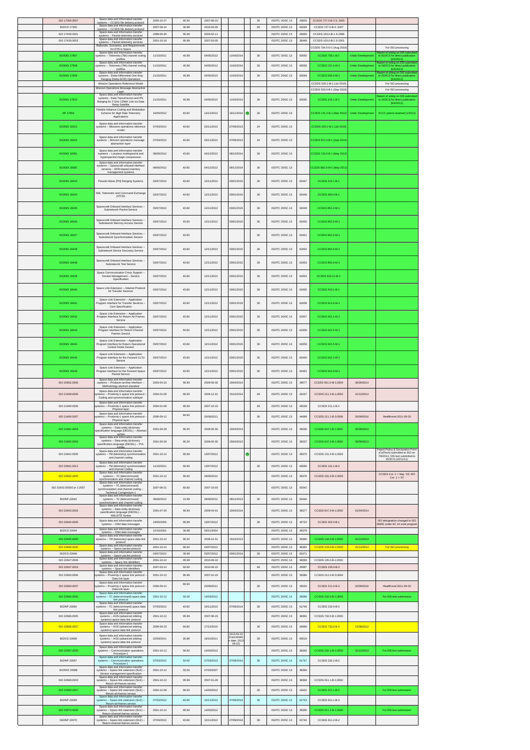| | | | | | | | | | | | | | |
|---|---|---|---|---|---|---|---|---|---|---|---|---|---|
| ISO 17355:2007 | Space data and information transfer systems -- CCSDS file delivery protocol | 2005-10-27 | 90.92 | 2007-08-10 | | | 36 | ISO/TC 20/SC 13 | 43829 | CCSDS 727.0-B-3 S: 2005 | | |
| ISO/CD 17355 | Space data and information transfer systems -- CCSDS file delivery protocol | 2007-08-10 | 30.98 | 2010-03-05 | | | 48 | ISO/TC 20/SC 13 | 50246 | CCSDS 727.0-B-4: 2007 | | |
| ISO 17433:2001 | Space data and information transfer systems -- Packet telemetry services | 1999-06-30 | 95.99 | 2003-02-11 | | | | ISO/TC 20/SC 13 | 28460 | CCSDS 103.0-B-1 S:1996 | | |
| ISO 17433:2003 | Space data and information transfer systems -- Packet telemetry services | 2001-10-19 | 95.99 | 2007-03-05 | | | | ISO/TC 20/SC 13 | 36448 | CCSDS 103.0-B-2 S:2001 | | |
| | Rationale, Scenarios, and Requirements for DTN in Space | | | | | | | | | CCSDS 734.0-G-1 (Aug 2010) | | For ISO processing |
| ISO/DIS 17807 | Space data and information transfer systems -- Telemetry (TM) channel coding profiles | 11/10/2011 | 40.99 | 04/05/2012 | 11/04/2014 | | 36 | ISO/TC 20/SC 13 | 60592 | CCSDS 735.1-B-1 | Under Development | Report of voting on DIS submitted to ISO/CS for direct publication (5/4/2012) |
| ISO/DIS 17808 | Space data and information transfer systems -- Telemetry (TM) channel coding profiles | 11/10/2011 | 40.99 | 04/05/2012 | 11/04/2014 | | 36 | ISO/TC 20/SC 13 | 60593 | CCSDS 131.4-M-1 | Under Development | Report of voting on DIS submitted to ISO/CS for direct publication (5/4/2012) |
| ISO/DIS 17809 | Space data and information transfer systems - Delta-Differential One Way Ranging (Delta-DOR) Operations | 11/10/2011 | 40.99 | 04/05/2012 | 11/04/2014 | | 36 | ISO/TC 20/SC 13 | 60594 | CCSDS 506.0-M-1 | Under Development | Report of voting on DIS submitted to ISO/CS for direct publication (5/4/2012) |
| | Mission Operations Reference Model | | | | | | | | | CCSDS 520.1-M-1 (Jul 2010) | | For ISO processing |
| | Mission Operations Message Abstraction Layer | | | | | | | | | CCSDS 520.0-B-1 (Sep 2010) | | For ISO processing |
| ISO/DIS 17810 | Space data and information transfer systems - Data Transmission and PN Ranging for 2 GHz CDMA Link via Data Relay Satellite | 11/10/2011 | 40.99 | 04/05/2012 | 11/04/2014 | | 36 | ISO/TC 20/SC 13 | 60595 | CCSDS 415.1-B-1 | Under Development | Report of voting on DIS submitted to ISO/CS for direct publication (5/4/2012) |
| NP 17854 | Flexible Advance Coding and Modulation Scheme for High Rate Telemetry Applications | 16/05/2012 | 40.60 | 14/12/2012 | 16/11/2014 | | 36 | ISO/TC 20/SC 13 | | CCSDS 131.2-B-1 (Mar 2012) | Under Development | SCCC patent resolved (1/2012) |
| ISO/DIS 18201 | Space data and information transfer systems -- Missions operations reference model | 07/03/2012 | 40.60 | 03/11/2012 | 07/09/2013 | | 24 | ISO/TC 20/SC 13 | | CCSDS 520.1-M-1 (Jul 2010) | | |
| ISO/DIS 18202 | Space data and information transfer systems -- Mission operations message abstraction layer | 07/03/2012 | 40.60 | 03/11/2012 | 07/09/2013 | | 24 | ISO/TC 20/SC 13 | | CCSDS 521.0-B-1 (Sep 2010) | | |
| ISO/DIS 18381 | Space data and information transfer systems -- Lossless multispectral and hyperspectral image compression | 08/06/2012 | 40.60 | 04/12/2012 | 08/12/2014 | | 36 | ISO/TC 20/SC 13 | | CCSDS 123.0-B-1 (May 2012) | | |
| ISO/DIS 18382 | Space data and information transfer systems -- Spacecraft onboard interface services -- RFID-based inventory management systems | 08/06/2012 | 40.60 | 04/12/2012 | 08/12/2014 | | 36 | ISO/TC 20/SC 13 | | CCSDS 882.0-M-1 (May 2012) | | |
| ISO/DIS 18423 | Pseudo-Noise (PN) Ranging Systems | 03/07/2012 | 40.60 | 12/11/2012 | 03/01/2015 | | 36 | ISO/TC 20/SC 13 | 62447 | CCSDS 414.1-B-1 | | |
| ISO/DIS 18424 | XML Telemetric and Command Exchange (XTCE) | 03/07/2012 | 40.60 | 12/11/2012 | 03/01/2015 | | 36 | ISO/TC 20/SC 13 | 62448 | CCSDS 660.0-B-1 | | |
| ISO/DIS 18425 | Spacecraft Onboard Interface Services -- Subnetwork Packet Service | 03/07/2012 | 40.60 | 12/11/2012 | 03/01/2015 | | 36 | ISO/TC 20/SC 13 | 62449 | CCSDS 851.0-M-1 | | |
| ISO/DIS 18426 | Spacecraft Onboard Interface Services -- Subnetwork Memory Access Service | 03/07/2012 | 40.60 | 12/11/2012 | 03/01/2015 | | 36 | ISO/TC 20/SC 13 | 62450 | CCSDS 852.0-M-1 | | |
| ISO/DIS 18427 | Spacecraft Onboard Interface Services -- Subnetwork Synchronization Service | 03/07/2012 | 40.60 | | | | 36 | ISO/TC 20/SC 13 | 62451 | CCSDS 853.0-M-1 | | |
| ISO/DIS 18428 | Spacecraft Onboard Interface Services -- Subnetwork Device Discovery Service | 03/07/2012 | 40.60 | 12/11/2012 | 03/01/2015 | | 36 | ISO/TC 20/SC 13 | 62452 | CCSDS 854.0-M-1 | | |
| ISO/DIS 18438 | Spacecraft Onboard Interface Services -- Subnetwork Test Service | 03/07/2012 | 40.60 | 12/11/2012 | 03/01/2015 | | 36 | ISO/TC 20/SC 13 | 62453 | CCSDS 855.0-M-1 | | |
| ISO/DIS 18439 | Space Communication Cross Support -- Service Management -- Service Specification | 03/07/2012 | 40.60 | 12/11/2012 | 03/01/2015 | | 36 | ISO/TC 20/SC 13 | 62454 | CCSDS 910.11-M-1 | | |
| ISO/DIS 18440 | Space Link Extension -- Internet Protocol for Transfer Services | 03/07/2012 | 40.60 | 12/11/2012 | 03/01/2015 | | 36 | ISO/TC 20/SC 13 | 62455 | CCSDS 913.1-B-1 | | |
| ISO/DIS 18441 | Space Link Extension -- Application Program Interface for Transfer Services -- Core Specification | 03/07/2012 | 40.60 | 12/11/2012 | 03/01/2015 | | 36 | ISO/TC 20/SC 13 | 62456 | CCSDS 914.0-M-1 | | |
| ISO/DIS 18442 | Space Link Extension -- Application Program Interface for Return All Frames Service | 03/07/2012 | 40.60 | 12/11/2012 | 03/01/2015 | | 36 | ISO/TC 20/SC 13 | 62457 | CCSDS 915.1-M-1 | | |
| ISO/DIS 18443 | Space Link Extension -- Application Program Interface for Return Channel Frames Service | 03/07/2012 | 40.60 | 12/11/2012 | 03/01/2015 | | 36 | ISO/TC 20/SC 13 | 62458 | CCSDS 915.2-M-1 | | |
| ISO/DIS 18444 | Space Link Extension -- Application Program Interface for Return Operational Control Fields Service | 03/07/2012 | 40.60 | 12/11/2012 | 03/01/2015 | | 36 | ISO/TC 20/SC 13 | 62459 | CCSDS 915.5-M-1 | | |
| ISO/DIS 18445 | Space Link Extension -- Application Program Interface for the Forward CLTU Service | 03/07/2012 | 40.60 | 12/11/2012 | 03/01/2015 | | 36 | ISO/TC 20/SC 13 | 62460 | CCSDS 916.1-M-1 | | |
| ISO/DIS 18446 | Space Link Extension -- Application Program Interface for the Forward Space Packet Service | 03/07/2012 | 40.60 | 12/11/2012 | 03/01/2015 | | 36 | ISO/TC 20/SC 13 | 62461 | CCSDS 916.3-M-1 | | |
| ISO 20652:2006 | Space data and information transfer systems -- Producer-archive interface -- Methodology abstract standard | 2003-04-10 | 90.93 | 2009-06-30 | 15/04/2014 | | | ISO/TC 20/SC 13 | 39577 | CCSDS 651.0-M-1:2004 | 30/06/2014 | |
| ISO 21459:2006 | Space data and information transfer systems -- Proximity-1 space link protocol -- Coding and synchronization sublayer | 2004-01-09 | 90.93 | 2009-12-31 | 15/10/2014 | | 48 | ISO/TC 20/SC 13 | 40247 | CCSDS 211.2-B-1:2003 | 31/12/2014 | |
| ISO 21460:2006 | Space data and information transfer systems -- Proximity-1 space link protocol -- Physical layer | 2004-01-09 | 95.99 | 2007-10-10 | | | 48 | ISO/TC 20/SC 13 | 40248 | CCSDS 211.1-B-1 | | |
| ISO 21460:2007 | Space data and information transfer systems -- Proximity-1 space link protocol -- Physical layer | 2006-09-12 | 90.93 | 20/09/2011 | | | 36 | ISO/TC 20/SC 13 | 44999 | CCSDS 211.1-B-3:2006 | 20/09/2016 | Reaffirmed 2011-09-20 |
| ISO 21961:2003 | Space data and information transfer systems -- Data entity dictionary specification language (DEDSL) -- Abstract syntax | 2001-06-29 | 90.20 | 2008-06-30 | 15/04/2013 | | | ISO/TC 20/SC 13 | 36036 | CCSDS 647.1-B-1:2001 | 30/06/2013 | |
| ISO 21962:2003 | Space data and information transfer systems -- Data entity dictionary specification language (DEDSL) -- PVL syntax | 2001-06-29 | 90.20 | 2008-06-30 | 15/04/2013 | | | ISO/TC 20/SC 13 | 36037 | CCSDS 647.2-B-1:2001 | 30/06/2013 | |
| ISO 22641:2005 | Space data and information transfer systems -- TM (telemetry) synchronization and channel coding | 2001-10-12 | 95.99 | 13/07/2012 | | | | ISO/TC 20/SC 13 | 36375 | CCSDS 131.0-B-1:2003 | | Patent Policy & Declaration Form (CalTech) submitted to ISO on 7/8/2011; DIS text submitted to ISO/CS (10/11/11) |
| ISO 22641:2012 | Space data and information transfer systems -- TM (telemetry) synchronization and channel coding | 11/10/2011 | 60.60 | 13/07/2012 | | | 36 | ISO/TC 20/SC 13 | 60590 | CCSDS 131.0-B-2 | | |
| ISO 22642:2005 | Space data and information transfer systems -- TC (telecommand) synchronization and channel coding | 2001-10-12 | 90.92 | 28/06/2012 | | | | ISO/TC 20/SC 13 | 36376 | CCSDS 231.0-B-1:2003 | | CCSDS Cor. 1 = Sep. '03; ISO Cor. 1 = '07 |
| ISO 22642:2005/Cor 1:2007 | Space data and information transfer systems -- TC (telecommand) synchronization and channel coding -- Technical Corrigendum 1 | 2007-08-21 | 60.60 | 2007-10-03 | | | | ISO/TC 20/SC 13 | 50342 | | | |
| ISO/NP 22642 | Space data and information transfer systems -- TC (telecommand) synchronization and channel coding | 28/06/2012 | 10.99 | 28/06/2012 | 28/12/2013 | | 36 | ISO/TC 20/SC 13 | 62446 | | | |
| ISO 22643:2003 | Space data and information transfer systems -- Data entity dictionary specification language (DEDSL) -- XML/DTD Syntax | 2001-07-20 | 90.93 | 2009-04-01 | 15/04/2014 | | | ISO/TC 20/SC 13 | 36377 | CCSDS 647.3-B-1:2002 | 01/04/2014 | |
| ISO 22644:2006 | Space data and information transfer systems -- Orbit data messages | 19/05/2005 | 95.99 | 13/07/2012 | | | 36 | ISO/TC 20/SC 13 | 42722 | CCSDS 502.0-B-1 | | ISO designation changed to ISO 26900 under SC 14 work program |
| ISO/CD 22644 | Space data and information transfer systems -- Orbit data messages | 12/10/2001 | 30.98 | 03/11/2004 | | | | ISO/TC 20/SC 13 | 36379 | | | |
| ISO 22645:2005 | Space data and information transfer systems -- TM (telemetry) space data link protocol | 2001-10-12 | 90.20 | 2008-12-31 | 15/10/2013 | | | ISO/TC 20/SC 13 | 36380 | CCSDS 132.0-B-1:2003 | 31/12/2013 | |
| ISO 22646:2005 | Space data and information transfer systems -- Space packet protocol | 2001-10-12 | 90.92 | 03/07/2012 | | | | ISO/TC 20/SC 13 | 36381 | CCSDS 133.0-B-1:2003 | 31/12/2013 | For ISO processing |
| ISO/CD 22646 | Space data and information transfer systems -- Space packet protocol | 03/07/2012 | 30.99 | 03/07/2012 | 03/01/2014 | | 36 | ISO/TC 20/SC 13 | 62471 | | | |
| ISO 22647:2006 | Space data and information transfer systems -- Space link identifiers | 2001-10-12 | 95.99 | 2010-09-10 | | | | ISO/TC 20/SC 13 | 36383 | CCSDS 135.0-B-1:2002 | | |
| ISO 22647:2010 | Space data and information transfer systems -- Space link identifiers | 2007-03-14 | 60.60 | 2010-09-10 | | | 48 | ISO/TC 20/SC 13 | 45987 | CCSDS 135.0-B-3 | | |
| ISO 22663:2006 | Space data and information transfer systems -- Proximity-1 space link protocol -- Data link layer | 2001-10-12 | 95.99 | 2007-10-10 | | | | ISO/TC 20/SC 13 | 36386 | CCSDS 211.0-B-3:2004 | | |
| ISO 22663:2007 | Space data and information transfer systems -- Proximity-1 space link protocol -- Data link layer | 2006-09-12 | 90.93 | 20/09/2011 | | | 36 | ISO/TC 20/SC 13 | 45000 | CCSDS 211.0-B-4 | 20/09/2016 | Reaffirmed 2011-09-20 |
| ISO 22664:2005 | Space data and information transfer systems -- TC (telecommand) space data link protocol | 2001-10-12 | 50.00 | 14/03/2012 | | | | ISO/TC 20/SC 13 | 36389 | CCSDS 232.0-B-1:2003 | | For DIS text submission |
| ISO/NP 22664 | Space data and information transfer systems -- TC (telecommand) space data link protocol | 07/03/2012 | 40.60 | 10/11/2012 | 07/09/2014 | | 36 | ISO/TC 20/SC 13 | 61746 | CCSDS 232.0-B-2 | | |
| ISO 22666:2005 | Space data and information transfer systems -- AOS (advanced orbiting systems) space data link protocol | 2001-10-12 | 95.99 | 2007-08-15 | | | | ISO/TC 20/SC 13 | 36391 | CCSDS 732.0-B-1:2003 | | |
| ISO 22666:2007 | Space data and information transfer systems -- AOS (advanced orbiting systems) space data link protocol | 2006-06-23 | 90.60 | 17/12/2010 | | | 36 | ISO/TC 20/SC 13 | 44866 | CCSDS 732.0-B-2 | 15/08/2012 | |
| ISO/CD 22666 | Space data and information transfer systems -- AOS (advanced orbiting systems) space data link protocol | 22/09/2011 | 30.98 | 18/10/2011 | 2013-03-22 (Cancellatio n date: 2012-09-22) | | 36 | ISO/TC 20/SC 13 | 60519 | | | |
| ISO 22667:2005 | Space data and information transfer systems -- Communication operations Procedure-1 | 2001-10-12 | 90.92 | 14/03/2012 | | | | ISO/TC 20/SC 13 | 36392 | CCSDS 232.1-B-1:2003 | 31/12/2013 | For DIS text submission |
| ISO/NP 22667 | Space data and information transfer systems -- Communication operations Procedure-1 | 07/03/2012 | 50.00 | 07/03/2013 | 07/09/2014 | | 36 | ISO/TC 20/SC 13 | 61747 | CCSDS 232.1-B-2 | | |
| ISO/WD 22668 | Space data and information transfer systems -- Space link extension (SLE) -- Service management specification | 2001-10-12 | 50.00 | 07/03/2007 | | | | ISO/TC 20/SC 13 | 36393 | | | |
| ISO 22669:2003 | Space data and information transfer systems -- Space link extension (SLE) -- Return-all-frames service | 2001-10-12 | 95.99 | 2007-01-26 | | | | ISO/TC 20/SC 13 | 36394 | CCSDS 911.1-B-1:2002 | | |
| ISO 22669:2007 | Space data and information transfer systems -- Space link extension (SLE) -- Return-all-frames service | 2004-12-08 | 90.92 | 14/03/2012 | | | 36 | ISO/TC 20/SC 13 | 43442 | CCSDS 911.1-B-2 | | For DIS text submission |
| ISO/NP 22669 | Space data and information transfer systems -- Space link extension (SLE) -- Return-all-frames service | 07/03/2012 | 40.60 | 10/11/2012 | 07/09/2014 | | 36 | ISO/TC 20/SC 13 | 61743 | CCSDS 911.1-B-3 | | |
| ISO 22670:2006 | Space data and information transfer systems -- Space link extension (SLE) -- Return-channel-frames service | 2001-10-12 | 90.92 | 14/03/2012 | | | | ISO/TC 20/SC 13 | 36395 | CCSDS 911.2-B-1:2004 | | For DIS text submission |
| ISO/NP 22670 | Space data and information transfer systems -- Space link extension (SLE) -- Return-channel-frames service | 07/03/2012 | 40.60 | 10/11/2012 | 07/09/2014 | | 36 | ISO/TC 20/SC 13 | 61744 | CCSDS 911.2-B-2 | | |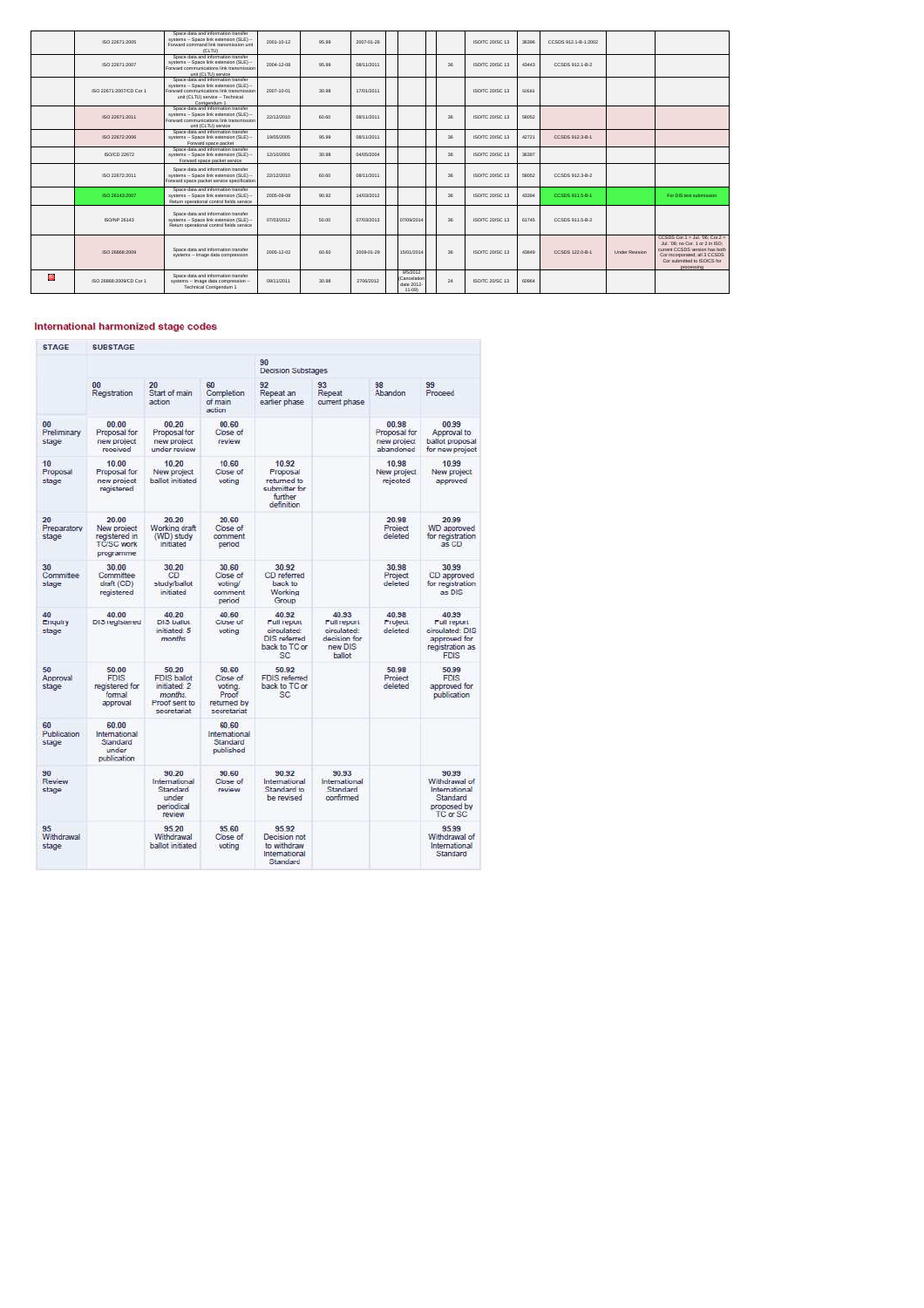| | | | | | | | | | | | | | | |
|---|---|---|---|---|---|---|---|---|---|---|---|---|---|---|
| | ISO 22671:2005 | Space data and information transfer systems -- Space link extension (SLE) -- Forward command link transmission unit (CLTU) | 2001-10-12 | 95.99 | 2007-01-26 | | | | | ISO/TC 20/SC 13 | 38386 | CCSDS 912.1-B-1:2002 | | |
| | ISO 22671:2007 | Space data and information transfer systems -- Space link extension (SLE) -- Forward communications link transmission unit (CLTU) service | 2004-12-08 | 95.99 | 08/11/2011 | | | | 36 | ISO/TC 20/SC 13 | 43443 | CCSDS 912.1-B-2 | | |
| | ISO 22671:2007/CD Cor 1 | Space data and information transfer systems -- Space link extension (SLE) -- Forward communications link transmission unit (CLTU) service -- Technical Corrigendum 1 | 2007-10-01 | 30.98 | 17/01/2011 | | | | | ISO/TC 20/SC 13 | 50563 | | | |
| | ISO 22671:2011 | Space data and information transfer systems -- Space link extension (SLE) -- Forward communications link transmission unit (CLTU) service | 22/12/2010 | 60.60 | 08/11/2011 | | | | 36 | ISO/TC 20/SC 13 | 58052 | | | |
| | ISO 22672:2006 | Space data and information transfer systems -- Space link extension (SLE) -- Forward space packet | 19/05/2005 | 95.99 | 08/11/2011 | | | | 36 | ISO/TC 20/SC 13 | 42721 | CCSDS 912.3-B-1 | | |
| | ISO/CD 22672 | Space data and information transfer systems -- Space link extension (SLE) -- Forward space packet service | 12/10/2001 | 30.98 | 04/05/2004 | | | | 36 | ISO/TC 20/SC 13 | 38387 | | | |
| | ISO 22672:2011 | Space data and information transfer systems -- Space link extension (SLE) -- Forward space packet service specification | 22/12/2010 | 60.60 | 08/11/2011 | | | | 36 | ISO/TC 20/SC 13 | 58052 | CCSDS 912.3-B-2 | | |
| | ISO 26143:2007 | Space data and information transfer systems -- Space link extension (SLE) -- Return operational control fields service | 2005-09-08 | 90.92 | 14/03/2012 | | | | 36 | ISO/TC 20/SC 13 | 43394 | CCSDS 911.5-B-1 | | For DIS text submission |
| | ISO/NP 26143 | Space data and information transfer systems -- Space link extension (SLE) -- Return operational control fields service | 07/03/2012 | 50.00 | 07/03/2013 | | 07/09/2014 | | 36 | ISO/TC 20/SC 13 | 61745 | CCSDS 911.5-B-2 | | |
| | ISO 26868:2009 | Space data and information transfer systems -- Image data compression | 2005-12-02 | 60.60 | 2009-01-29 | | 15/01/2014 | | 36 | ISO/TC 20/SC 13 | 43849 | CCSDS 122.0-B-1 | Under Revision | CCSDS Cor 1 = Jul. '06; Cor 2 = Jul. '08; no Cor. 1 or 2 in ISO; current CCSDS version has both Cor incorporated; all 3 CCSDS Cor submitted to ISO/CS for processing |
| ■ | ISO 26868:2009/CD Cor 1 | Space data and information transfer systems -- Image data compression -- Technical Corrigendum 1 | 09/11/2011 | 30.98 | 27/06/2012 | | 9/5/2012 (Cancelation date 2012-11-09) | | 24 | ISO/TC 20/SC 13 | 60964 | | | |

## International harmonized stage codes

| STAGE | SUBSTAGE | | | | | | |
|---|---|---|---|---|---|---|---|
| | | | | 90 Decision Substages | | | |
| | 00 Registration | 20 Start of main action | 60 Completion of main action | 92 Repeat an earlier phase | 93 Repeat current phase | 98 Abandon | 99 Proceed |
| 00 Preliminary stage | 00.00 Proposal for new project received | 00.20 Proposal for new project under review | 00.60 Close of review | | | 00.98 Proposal for new project abandoned | 00.99 Approval to ballot proposal for new project |
| 10 Proposal stage | 10.00 Proposal for new project registered | 10.20 New project ballot initiated | 10.60 Close of voting | 10.92 Proposal returned to submitter for further definition | | 10.98 New project rejected | 10.99 New project approved |
| 20 Preparatory stage | 20.00 New project registered in TC/SC work programme | 20.20 Working draft (WD) study initiated | 20.60 Close of comment period | | | 20.98 Project deleted | 20.99 WD approved for registration as CD |
| 30 Committee stage | 30.00 Committee draft (CD) registered | 30.20 CD study/ballot initiated | 30.60 Close of voting/ comment period | 30.92 CD referred back to Working Group | | 30.98 Project deleted | 30.99 CD approved for registration as DIS |
| 40 Enquiry stage | 40.00 DIS registered | 40.20 DIS ballot initiated: 5 months | 40.60 Close of voting | 40.92 Full report circulated: DIS referred back to TC or SC | 40.93 Full report circulated: decision for new DIS ballot | 40.98 Project deleted | 40.99 Full report circulated: DIS approved for registration as FDIS |
| 50 Approval stage | 50.00 FDIS registered for formal approval | 50.20 FDIS ballot initiated: 2 months. Proof sent to secretariat | 50.60 Close of voting. Proof returned by secretariat | 50.92 FDIS referred back to TC or SC | | 50.98 Project deleted | 50.99 FDIS approved for publication |
| 60 Publication stage | 60.00 International Standard under publication | | 60.60 International Standard published | | | | |
| 90 Review stage | | 90.20 International Standard under periodical review | 90.60 Close of review | 90.92 International Standard to be revised | 90.93 International Standard confirmed | | 90.99 Withdrawal of International Standard proposed by TC or SC |
| 95 Withdrawal stage | | 95.20 Withdrawal ballot initiated | 95.60 Close of voting | 95.92 Decision not to withdraw International Standard | | | 95.99 Withdrawal of International Standard |